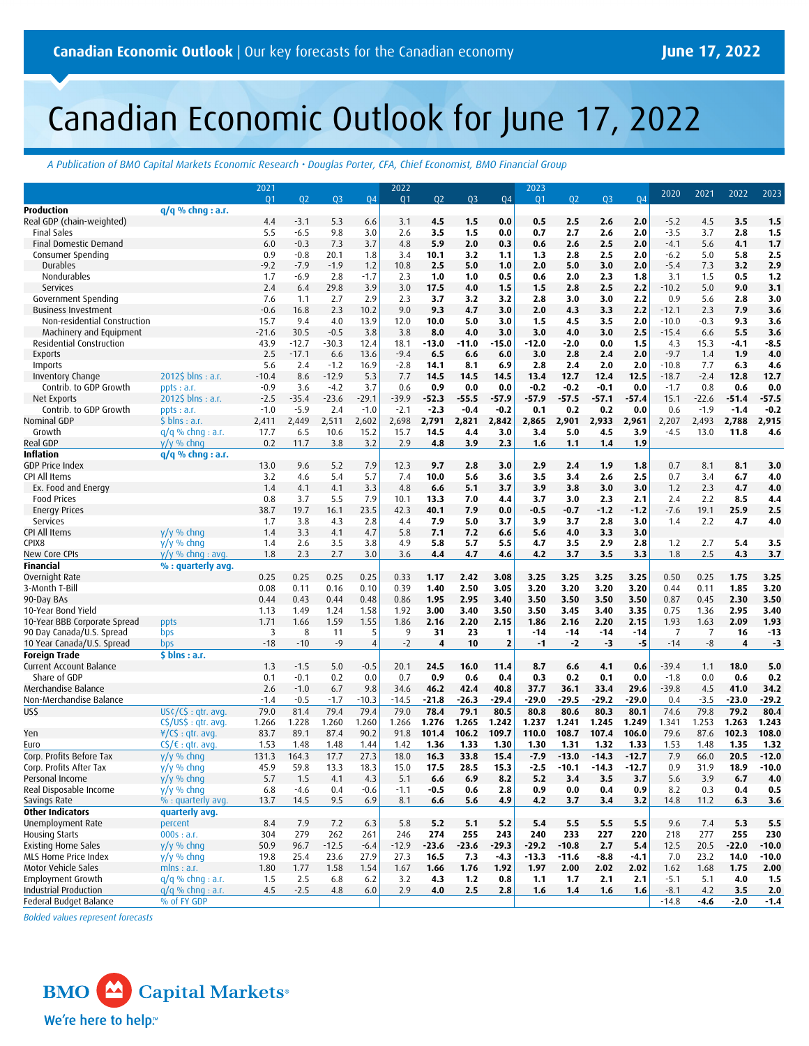Canadian Economic Outlook | Our key forecasts for the Canadian economy

June 17, 2022

# Canadian Economic Outlook for June 17, 2022

*A Publication of BMO Capital Markets Economic Research • Douglas Porter, CFA, Chief Economist, BMO Financial Group*

| | | 2021 Q1 | Q2 | Q3 | Q4 | 2022 Q1 | Q2 | Q3 | Q4 | 2023 Q1 | Q2 | Q3 | Q4 | 2020 | 2021 | 2022 | 2023 |
|---|---|---|---|---|---|---|---|---|---|---|---|---|---|---|---|---|---|
| **Production** | q/q % chng : a.r. | | | | | | | | | | | | | | | | |
| Real GDP (chain-weighted) | | 4.4 | -3.1 | 5.3 | 6.6 | 3.1 | **4.5** | **1.5** | **0.0** | **0.5** | **2.5** | **2.6** | **2.0** | -5.2 | 4.5 | **3.5** | **1.5** |
| Final Sales | | 5.5 | -6.5 | 9.8 | 3.0 | 2.6 | **3.5** | **1.5** | **0.0** | **0.7** | **2.7** | **2.6** | **2.0** | -3.5 | 3.7 | **2.8** | **1.5** |
| Final Domestic Demand | | 6.0 | -0.3 | 7.3 | 3.7 | 4.8 | **5.9** | **2.0** | **0.3** | **0.6** | **2.6** | **2.5** | **2.0** | -4.1 | 5.6 | **4.1** | **1.7** |
| Consumer Spending | | 0.9 | -0.8 | 20.1 | 1.8 | 3.4 | **10.1** | **3.2** | **1.1** | **1.3** | **2.8** | **2.5** | **2.0** | -6.2 | 5.0 | **5.8** | **2.5** |
| Durables | | -9.2 | -7.9 | -1.9 | 1.2 | 10.8 | **2.5** | **5.0** | **1.0** | **2.0** | **5.0** | **3.0** | **2.0** | -5.4 | 7.3 | **3.2** | **2.9** |
| Nondurables | | 1.7 | -6.9 | 2.8 | -1.7 | 2.3 | **1.0** | **1.0** | **0.5** | **0.6** | **2.0** | **2.3** | **1.8** | 3.1 | 1.5 | **0.5** | **1.2** |
| Services | | 2.4 | 6.4 | 29.8 | 3.9 | 3.0 | **17.5** | **4.0** | **1.5** | **1.5** | **2.8** | **2.5** | **2.2** | -10.2 | 5.0 | **9.0** | **3.1** |
| Government Spending | | 7.6 | 1.1 | 2.7 | 2.9 | 2.3 | **3.7** | **3.2** | **3.2** | **2.8** | **3.0** | **3.0** | **2.2** | 0.9 | 5.6 | **2.8** | **3.0** |
| Business Investment | | -0.6 | 16.8 | 2.3 | 10.2 | 9.0 | **9.3** | **4.7** | **3.0** | **2.0** | **4.3** | **3.3** | **2.2** | -12.1 | 2.3 | **7.9** | **3.6** |
| Non-residential Construction | | 15.7 | 9.4 | 4.0 | 13.9 | 12.0 | **10.0** | **5.0** | **3.0** | **1.5** | **4.5** | **3.5** | **2.0** | -10.0 | -0.3 | **9.3** | **3.6** |
| Machinery and Equipment | | -21.6 | 30.5 | -0.5 | 3.8 | 3.8 | **8.0** | **4.0** | **3.0** | **3.0** | **4.0** | **3.0** | **2.5** | -15.4 | 6.6 | **5.5** | **3.6** |
| Residential Construction | | 43.9 | -12.7 | -30.3 | 12.4 | 18.1 | **-13.0** | **-11.0** | **-15.0** | **-12.0** | **-2.0** | **0.0** | **1.5** | 4.3 | 15.3 | **-4.1** | **-8.5** |
| Exports | | 2.5 | -17.1 | 6.6 | 13.6 | -9.4 | **6.5** | **6.6** | **6.0** | **3.0** | **2.8** | **2.4** | **2.0** | -9.7 | 1.4 | **1.9** | **4.0** |
| Imports | | 5.6 | 2.4 | -1.2 | 16.9 | -2.8 | **14.1** | **8.1** | **6.9** | **2.8** | **2.4** | **2.0** | **2.0** | -10.8 | 7.7 | **6.3** | **4.6** |
| Inventory Change | 2012$ blns : a.r. | -10.4 | 8.6 | -12.9 | 5.3 | 7.7 | **14.5** | **14.5** | **14.5** | **13.4** | **12.7** | **12.4** | **12.5** | -18.7 | -2.4 | **12.8** | **12.7** |
| Contrib. to GDP Growth | ppts : a.r. | -0.9 | 3.6 | -4.2 | 3.7 | 0.6 | **0.9** | **0.0** | **0.0** | **-0.2** | **-0.2** | **-0.1** | **0.0** | -1.7 | 0.8 | **0.6** | **0.0** |
| Net Exports | 2012$ blns : a.r. | -2.5 | -35.4 | -23.6 | -29.1 | -39.9 | **-52.3** | **-55.5** | **-57.9** | **-57.9** | **-57.5** | **-57.1** | **-57.4** | 15.1 | -22.6 | **-51.4** | **-57.5** |
| Contrib. to GDP Growth | ppts : a.r. | -1.0 | -5.9 | 2.4 | -1.0 | -2.1 | **-2.3** | **-0.4** | **-0.2** | **0.1** | **0.2** | **0.2** | **0.0** | 0.6 | -1.9 | **-1.4** | **-0.2** |
| Nominal GDP | $ blns : a.r. | 2,411 | 2,449 | 2,511 | 2,602 | 2,698 | **2,791** | **2,821** | **2,842** | **2,865** | **2,901** | **2,933** | **2,961** | 2,207 | 2,493 | **2,788** | **2,915** |
| Growth | q/q % chng : a.r. | 17.7 | 6.5 | 10.6 | 15.2 | 15.7 | **14.5** | **4.4** | **3.0** | **3.4** | **5.0** | **4.5** | **3.9** | -4.5 | 13.0 | **11.8** | **4.6** |
| Real GDP | y/y % chng | 0.2 | 11.7 | 3.8 | 3.2 | 2.9 | **4.8** | **3.9** | **2.3** | **1.6** | **1.1** | **1.4** | **1.9** | | | | |
| **Inflation** | q/q % chng : a.r. | | | | | | | | | | | | | | | | |
| GDP Price Index | | 13.0 | 9.6 | 5.2 | 7.9 | 12.3 | **9.7** | **2.8** | **3.0** | **2.9** | **2.4** | **1.9** | **1.8** | 0.7 | 8.1 | **8.1** | **3.0** |
| CPI All Items | | 3.2 | 4.6 | 5.4 | 5.7 | 7.4 | **10.0** | **5.6** | **3.6** | **3.5** | **3.4** | **2.6** | **2.5** | 0.7 | 3.4 | **6.7** | **4.0** |
| Ex. Food and Energy | | 1.4 | 4.1 | 4.1 | 3.3 | 4.8 | **6.6** | **5.1** | **3.7** | **3.9** | **3.8** | **3.0** | **3.0** | 1.2 | 2.3 | **4.7** | **4.0** |
| Food Prices | | 0.8 | 3.7 | 5.5 | 7.9 | 10.1 | **13.3** | **7.0** | **4.4** | **3.7** | **3.0** | **2.3** | **2.1** | 2.4 | 2.2 | **8.5** | **4.4** |
| Energy Prices | | 38.7 | 19.7 | 16.1 | 23.5 | 42.3 | **40.1** | **7.9** | **0.0** | **-0.5** | **-0.7** | **-1.2** | **-1.2** | -7.6 | 19.1 | **25.9** | **2.5** |
| Services | | 1.7 | 3.8 | 4.3 | 2.8 | 4.4 | **7.9** | **5.0** | **3.7** | **3.9** | **3.7** | **2.8** | **3.0** | 1.4 | 2.2 | **4.7** | **4.0** |
| CPI All Items | y/y % chng | 1.4 | 3.3 | 4.1 | 4.7 | 5.8 | **7.1** | **7.2** | **6.6** | **5.6** | **4.0** | **3.3** | **3.0** | | | | |
| CPIX8 | y/y % chng | 1.4 | 2.6 | 3.5 | 3.8 | 4.9 | **5.8** | **5.7** | **5.5** | **4.7** | **3.5** | **2.9** | **2.8** | 1.2 | 2.7 | **5.4** | **3.5** |
| New Core CPIs | y/y % chng : avg. | 1.8 | 2.3 | 2.7 | 3.0 | 3.6 | **4.4** | **4.7** | **4.6** | **4.2** | **3.7** | **3.5** | **3.3** | 1.8 | 2.5 | **4.3** | **3.7** |
| **Financial** | % : quarterly avg. | | | | | | | | | | | | | | | | |
| Overnight Rate | | 0.25 | 0.25 | 0.25 | 0.25 | 0.33 | **1.17** | **2.42** | **3.08** | **3.25** | **3.25** | **3.25** | **3.25** | 0.50 | 0.25 | **1.75** | **3.25** |
| 3-Month T-Bill | | 0.08 | 0.11 | 0.16 | 0.10 | 0.39 | **1.40** | **2.50** | **3.05** | **3.20** | **3.20** | **3.20** | **3.20** | 0.44 | 0.11 | **1.85** | **3.20** |
| 90-Day BAs | | 0.44 | 0.43 | 0.44 | 0.48 | 0.86 | **1.95** | **2.95** | **3.40** | **3.50** | **3.50** | **3.50** | **3.50** | 0.87 | 0.45 | **2.30** | **3.50** |
| 10-Year Bond Yield | | 1.13 | 1.49 | 1.24 | 1.58 | 1.92 | **3.00** | **3.40** | **3.50** | **3.50** | **3.45** | **3.40** | **3.35** | 0.75 | 1.36 | **2.95** | **3.40** |
| 10-Year BBB Corporate Spread | ppts | 1.71 | 1.66 | 1.59 | 1.55 | 1.86 | **2.16** | **2.20** | **2.15** | **1.86** | **2.16** | **2.20** | **2.15** | 1.93 | 1.63 | **2.09** | **1.93** |
| 90 Day Canada/U.S. Spread | bps | 3 | 8 | 11 | 5 | 9 | **31** | **23** | **1** | **-14** | **-14** | **-14** | **-14** | 7 | 7 | **16** | **-13** |
| 10 Year Canada/U.S. Spread | bps | -18 | -10 | -9 | 4 | -2 | **4** | **10** | **2** | **-1** | **-2** | **-3** | **-5** | -14 | -8 | **4** | **-3** |
| **Foreign Trade** | $ blns : a.r. | | | | | | | | | | | | | | | | |
| Current Account Balance | | 1.3 | -1.5 | 5.0 | -0.5 | 20.1 | **24.5** | **16.0** | **11.4** | **8.7** | **6.6** | **4.1** | **0.6** | -39.4 | 1.1 | **18.0** | **5.0** |
| Share of GDP | | 0.1 | -0.1 | 0.2 | 0.0 | 0.7 | **0.9** | **0.6** | **0.4** | **0.3** | **0.2** | **0.1** | **0.0** | -1.8 | 0.0 | **0.6** | **0.2** |
| Merchandise Balance | | 2.6 | -1.0 | 6.7 | 9.8 | 34.6 | **46.2** | **42.4** | **40.8** | **37.7** | **36.1** | **33.4** | **29.6** | -39.8 | 4.5 | **41.0** | **34.2** |
| Non-Merchandise Balance | | -1.4 | -0.5 | -1.7 | -10.3 | -14.5 | **-21.8** | **-26.3** | **-29.4** | **-29.0** | **-29.5** | **-29.2** | **-29.0** | 0.4 | -3.5 | **-23.0** | **-29.2** |
| US$ | US¢/C$ : qtr. avg. | 79.0 | 81.4 | 79.4 | 79.4 | 79.0 | **78.4** | **79.1** | **80.5** | **80.8** | **80.6** | **80.3** | **80.1** | 74.6 | 79.8 | **79.2** | **80.4** |
| | C$/US$ : qtr. avg. | 1.266 | 1.228 | 1.260 | 1.260 | 1.266 | **1.276** | **1.265** | **1.242** | **1.237** | **1.241** | **1.245** | **1.249** | 1.341 | 1.253 | **1.263** | **1.243** |
| Yen | ¥/C$ : qtr. avg. | 83.7 | 89.1 | 87.4 | 90.2 | 91.8 | **101.4** | **106.2** | **109.7** | **110.0** | **108.7** | **107.4** | **106.0** | 79.6 | 87.6 | **102.3** | **108.0** |
| Euro | C$/€ : qtr. avg. | 1.53 | 1.48 | 1.48 | 1.44 | 1.42 | **1.36** | **1.33** | **1.30** | **1.30** | **1.31** | **1.32** | **1.33** | 1.53 | 1.48 | **1.35** | **1.32** |
| Corp. Profits Before Tax | y/y % chng | 131.3 | 164.3 | 17.7 | 27.3 | 18.0 | **16.3** | **33.8** | **15.4** | **-7.9** | **-13.0** | **-14.3** | **-12.7** | 7.9 | 66.0 | **20.5** | **-12.0** |
| Corp. Profits After Tax | y/y % chng | 45.9 | 59.8 | 13.3 | 18.3 | 15.0 | **17.5** | **28.5** | **15.3** | **-2.5** | **-10.1** | **-14.3** | **-12.7** | 0.9 | 31.9 | **18.9** | **-10.0** |
| Personal Income | y/y % chng | 5.7 | 1.5 | 4.1 | 4.3 | 5.1 | **6.6** | **6.9** | **8.2** | **5.2** | **3.4** | **3.5** | **3.7** | 5.6 | 3.9 | **6.7** | **4.0** |
| Real Disposable Income | y/y % chng | 6.8 | -4.6 | 0.4 | -0.6 | -1.1 | **-0.5** | **0.6** | **2.8** | **0.9** | **0.0** | **0.4** | **0.9** | 8.2 | 0.3 | **0.4** | **0.5** |
| Savings Rate | % : quarterly avg. | 13.7 | 14.5 | 9.5 | 6.9 | 8.1 | **6.6** | **5.6** | **4.9** | **4.2** | **3.7** | **3.4** | **3.2** | 14.8 | 11.2 | **6.3** | **3.6** |
| **Other Indicators** | quarterly avg. | | | | | | | | | | | | | | | | |
| Unemployment Rate | percent | 8.4 | 7.9 | 7.2 | 6.3 | 5.8 | **5.2** | **5.1** | **5.2** | **5.4** | **5.5** | **5.5** | **5.5** | 9.6 | 7.4 | **5.3** | **5.5** |
| Housing Starts | 000s : a.r. | 304 | 279 | 262 | 261 | 246 | **274** | **255** | **243** | **240** | **233** | **227** | **220** | 218 | 277 | **255** | **230** |
| Existing Home Sales | y/y % chng | 50.9 | 96.7 | -12.5 | -6.4 | -12.9 | **-23.6** | **-23.6** | **-29.3** | **-29.2** | **-10.8** | **2.7** | **5.4** | 12.5 | 20.5 | **-22.0** | **-10.0** |
| MLS Home Price Index | y/y % chng | 19.8 | 25.4 | 23.6 | 27.9 | 27.3 | **16.5** | **7.3** | **-4.3** | **-13.3** | **-11.6** | **-8.8** | **-4.1** | 7.0 | 23.2 | **14.0** | **-10.0** |
| Motor Vehicle Sales | mlns : a.r. | 1.80 | 1.77 | 1.58 | 1.54 | 1.67 | **1.66** | **1.76** | **1.92** | **1.97** | **2.00** | **2.02** | **2.02** | 1.62 | 1.68 | **1.75** | **2.00** |
| Employment Growth | q/q % chng : a.r. | 1.5 | 2.5 | 6.8 | 6.2 | 3.2 | **4.3** | **1.2** | **0.8** | **1.1** | **1.7** | **2.1** | **2.1** | -5.1 | 5.1 | **4.0** | **1.5** |
| Industrial Production | q/q % chng : a.r. | 4.5 | -2.5 | 4.8 | 6.0 | 2.9 | **4.0** | **2.5** | **2.8** | **1.6** | **1.4** | **1.6** | **1.6** | -8.1 | 4.2 | **3.5** | **2.0** |
| Federal Budget Balance | % of FY GDP | | | | | | | | | | | | | -14.8 | **-4.6** | **-2.0** | **-1.4** |

*Bolded values represent forecasts*

BMO Capital Markets

We're here to help.™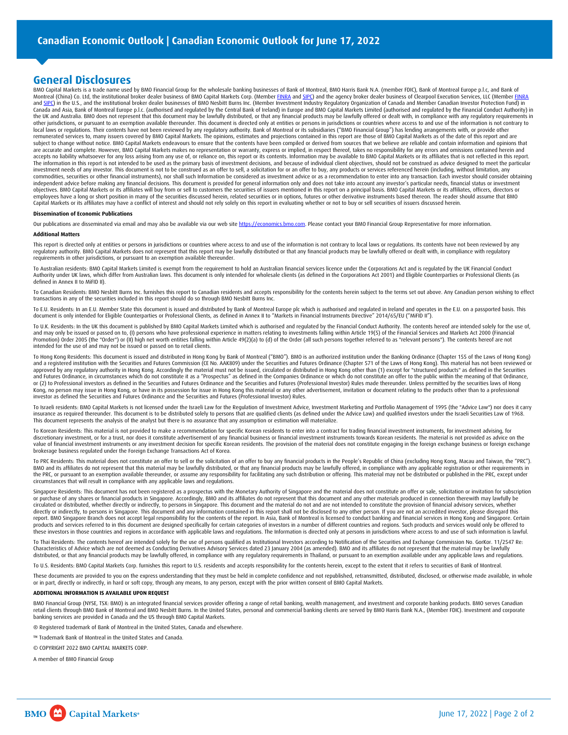## General Disclosures

BMO Capital Markets is a trade name used by BMO Financial Group for the wholesale banking businesses of Bank of Montreal, BMO Harris Bank N.A. (member FDIC), Bank of Montreal Europe p.l.c, and Bank of Montreal (China) Co. Ltd, the institutional broker dealer business of BMO Capital Markets Corp. (Member FINRA and SIPC) and the agency broker dealer business of Clearpool Execution Services, LLC (Member FINRA and SIPC) in the U.S., and the institutional broker dealer businesses of BMO Nesbitt Burns Inc. (Member Investment Industry Regulatory Organization of Canada and Member Canadian Investor Protection Fund) in Canada and Asia, Bank of Montreal Europe p.l.c. (authorised and regulated by the Central Bank of Ireland) in Europe and BMO Capital Markets Limited (authorised and regulated by the Financial Conduct Authority) in the UK and Australia. BMO does not represent that this document may be lawfully distributed, or that any financial products may be lawfully offered or dealt with, in compliance with any regulatory requirements in other jurisdictions, or pursuant to an exemption available thereunder. This document is directed only at entities or persons in jurisdictions or countries where access to and use of the information is not contrary to local laws or regulations. Their contents have not been reviewed by any regulatory authority. Bank of Montreal or its subsidiaries ("BMO Financial Group") has lending arrangements with, or provide other remunerated services to, many issuers covered by BMO Capital Markets. The opinions, estimates and projections contained in this report are those of BMO Capital Markets as of the date of this report and are subject to change without notice. BMO Capital Markets endeavours to ensure that the contents have been compiled or derived from sources that we believe are reliable and contain information and opinions that are accurate and complete. However, BMO Capital Markets makes no representation or warranty, express or implied, in respect thereof, takes no responsibility for any errors and omissions contained herein and accepts no liability whatsoever for any loss arising from any use of, or reliance on, this report or its contents. Information may be available to BMO Capital Markets or its affiliates that is not reflected in this report. The information in this report is not intended to be used as the primary basis of investment decisions, and because of individual client objectives, should not be construed as advice designed to meet the particular investment needs of any investor. This document is not to be construed as an offer to sell, a solicitation for or an offer to buy, any products or services referenced herein (including, without limitation, any commodities, securities or other financial instruments), nor shall such Information be considered as investment advice or as a recommendation to enter into any transaction. Each investor should consider obtaining independent advice before making any financial decisions. This document is provided for general information only and does not take into account any investor's particular needs, financial status or investment objectives. BMO Capital Markets or its affiliates will buy from or sell to customers the securities of issuers mentioned in this report on a principal basis. BMO Capital Markets or its affiliates, officers, directors or employees have a long or short position in many of the securities discussed herein, related securities or in options, futures or other derivative instruments based thereon. The reader should assume that BMO Capital Markets or its affiliates may have a conflict of interest and should not rely solely on this report in evaluating whether or not to buy or sell securities of issuers discussed herein.

**Dissemination of Economic Publications**

Our publications are disseminated via email and may also be available via our web site https://economics.bmo.com. Please contact your BMO Financial Group Representative for more information.

**Additional Matters**

This report is directed only at entities or persons in jurisdictions or countries where access to and use of the information is not contrary to local laws or regulations. Its contents have not been reviewed by any regulatory authority. BMO Capital Markets does not represent that this report may be lawfully distributed or that any financial products may be lawfully offered or dealt with, in compliance with regulatory requirements in other jurisdictions, or pursuant to an exemption available thereunder.

To Australian residents: BMO Capital Markets Limited is exempt from the requirement to hold an Australian financial services licence under the Corporations Act and is regulated by the UK Financial Conduct Authority under UK laws, which differ from Australian laws. This document is only intended for wholesale clients (as defined in the Corporations Act 2001) and Eligible Counterparties or Professional Clients (as defined in Annex II to MiFID II).

To Canadian Residents: BMO Nesbitt Burns Inc. furnishes this report to Canadian residents and accepts responsibility for the contents herein subject to the terms set out above. Any Canadian person wishing to effect transactions in any of the securities included in this report should do so through BMO Nesbitt Burns Inc.

To E.U. Residents: In an E.U. Member State this document is issued and distributed by Bank of Montreal Europe plc which is authorised and regulated in Ireland and operates in the E.U. on a passported basis. This document is only intended for Eligible Counterparties or Professional Clients, as defined in Annex II to "Markets in Financial Instruments Directive" 2014/65/EU ("MiFID II").

To U.K. Residents: In the UK this document is published by BMO Capital Markets Limited which is authorised and regulated by the Financial Conduct Authority. The contents hereof are intended solely for the use of, and may only be issued or passed on to, (I) persons who have professional experience in matters relating to investments falling within Article 19(5) of the Financial Services and Markets Act 2000 (Financial Promotion) Order 2005 (the "Order") or (II) high net worth entities falling within Article 49(2)(a) to (d) of the Order (all such persons together referred to as "relevant persons"). The contents hereof are not intended for the use of and may not be issued or passed on to retail clients.

To Hong Kong Residents: This document is issued and distributed in Hong Kong by Bank of Montreal ("BMO"). BMO is an authorized institution under the Banking Ordinance (Chapter 155 of the Laws of Hong Kong) and a registered institution with the Securities and Futures Commission (CE No. AAK809) under the Securities and Futures Ordinance (Chapter 571 of the Laws of Hong Kong). This material has not been reviewed or approved by any regulatory authority in Hong Kong. Accordingly the material must not be issued, circulated or distributed in Hong Kong other than (1) except for "structured products" as defined in the Securities and Futures Ordinance, in circumstances which do not constitute it as a "Prospectus" as defined in the Companies Ordinance or which do not constitute an offer to the public within the meaning of that Ordinance, or (2) to Professional investors as defined in the Securities and Futures Ordinance and the Securities and Futures (Professional Investor) Rules made thereunder. Unless permitted by the securities laws of Hong Kong, no person may issue in Hong Kong, or have in its possession for issue in Hong Kong this material or any other advertisement, invitation or document relating to the products other than to a professional investor as defined the Securities and Futures Ordinance and the Securities and Futures (Professional Investor) Rules.

To Israeli residents: BMO Capital Markets is not licensed under the Israeli Law for the Regulation of Investment Advice, Investment Marketing and Portfolio Management of 1995 (the "Advice Law") nor does it carry insurance as required thereunder. This document is to be distributed solely to persons that are qualified clients (as defined under the Advice Law) and qualified investors under the Israeli Securities Law of 1968. This document represents the analysis of the analyst but there is no assurance that any assumption or estimation will materialize.

To Korean Residents: This material is not provided to make a recommendation for specific Korean residents to enter into a contract for trading financial investment instruments, for investment advising, for discretionary investment, or for a trust, nor does it constitute advertisement of any financial business or financial investment instruments towards Korean residents. The material is not provided as advice on the value of financial investment instruments or any investment decision for specific Korean residents. The provision of the material does not constitute engaging in the foreign exchange business or foreign exchange brokerage business regulated under the Foreign Exchange Transactions Act of Korea.

To PRC Residents: This material does not constitute an offer to sell or the solicitation of an offer to buy any financial products in the People's Republic of China (excluding Hong Kong, Macau and Taiwan, the "PRC"). BMO and its affiliates do not represent that this material may be lawfully distributed, or that any financial products may be lawfully offered, in compliance with any applicable registration or other requirements in the PRC, or pursuant to an exemption available thereunder, or assume any responsibility for facilitating any such distribution or offering. This material may not be distributed or published in the PRC, except under circumstances that will result in compliance with any applicable laws and regulations.

Singapore Residents: This document has not been registered as a prospectus with the Monetary Authority of Singapore and the material does not constitute an offer or sale, solicitation or invitation for subscription or purchase of any shares or financial products in Singapore. Accordingly, BMO and its affiliates do not represent that this document and any other materials produced in connection therewith may lawfully be circulated or distributed, whether directly or indirectly, to persons in Singapore. This document and the material do not and are not intended to constitute the provision of financial advisory services, whether directly or indirectly, to persons in Singapore. This document and any information contained in this report shall not be disclosed to any other person. If you are not an accredited investor, please disregard this report. BMO Singapore Branch does not accept legal responsibility for the contents of the report. In Asia, Bank of Montreal is licensed to conduct banking and financial services in Hong Kong and Singapore. Certain products and services referred to in this document are designed specifically for certain categories of investors in a number of different countries and regions. Such products and services would only be offered to these investors in those countries and regions in accordance with applicable laws and regulations. The Information is directed only at persons in jurisdictions where access to and use of such information is lawful.

To Thai Residents: The contents hereof are intended solely for the use of persons qualified as Institutional Investors according to Notification of the Securities and Exchange Commission No. GorKor. 11/2547 Re: Characteristics of Advice which are not deemed as Conducting Derivatives Advisory Services dated 23 January 2004 (as amended). BMO and its affiliates do not represent that the material may be lawfully distributed, or that any financial products may be lawfully offered, in compliance with any regulatory requirements in Thailand, or pursuant to an exemption available under any applicable laws and regulations.

To U.S. Residents: BMO Capital Markets Corp. furnishes this report to U.S. residents and accepts responsibility for the contents herein, except to the extent that it refers to securities of Bank of Montreal.

These documents are provided to you on the express understanding that they must be held in complete confidence and not republished, retransmitted, distributed, disclosed, or otherwise made available, in whole or in part, directly or indirectly, in hard or soft copy, through any means, to any person, except with the prior written consent of BMO Capital Markets.

**ADDITIONAL INFORMATION IS AVAILABLE UPON REQUEST**

BMO Financial Group (NYSE, TSX: BMO) is an integrated financial services provider offering a range of retail banking, wealth management, and investment and corporate banking products. BMO serves Canadian retail clients through BMO Bank of Montreal and BMO Nesbitt Burns. In the United States, personal and commercial banking clients are served by BMO Harris Bank N.A., (Member FDIC). Investment and corporate banking services are provided in Canada and the US through BMO Capital Markets.

® Registered trademark of Bank of Montreal in the United States, Canada and elsewhere.

™ Trademark Bank of Montreal in the United States and Canada.

© COPYRIGHT 2022 BMO CAPITAL MARKETS CORP.

A member of BMO Financial Group